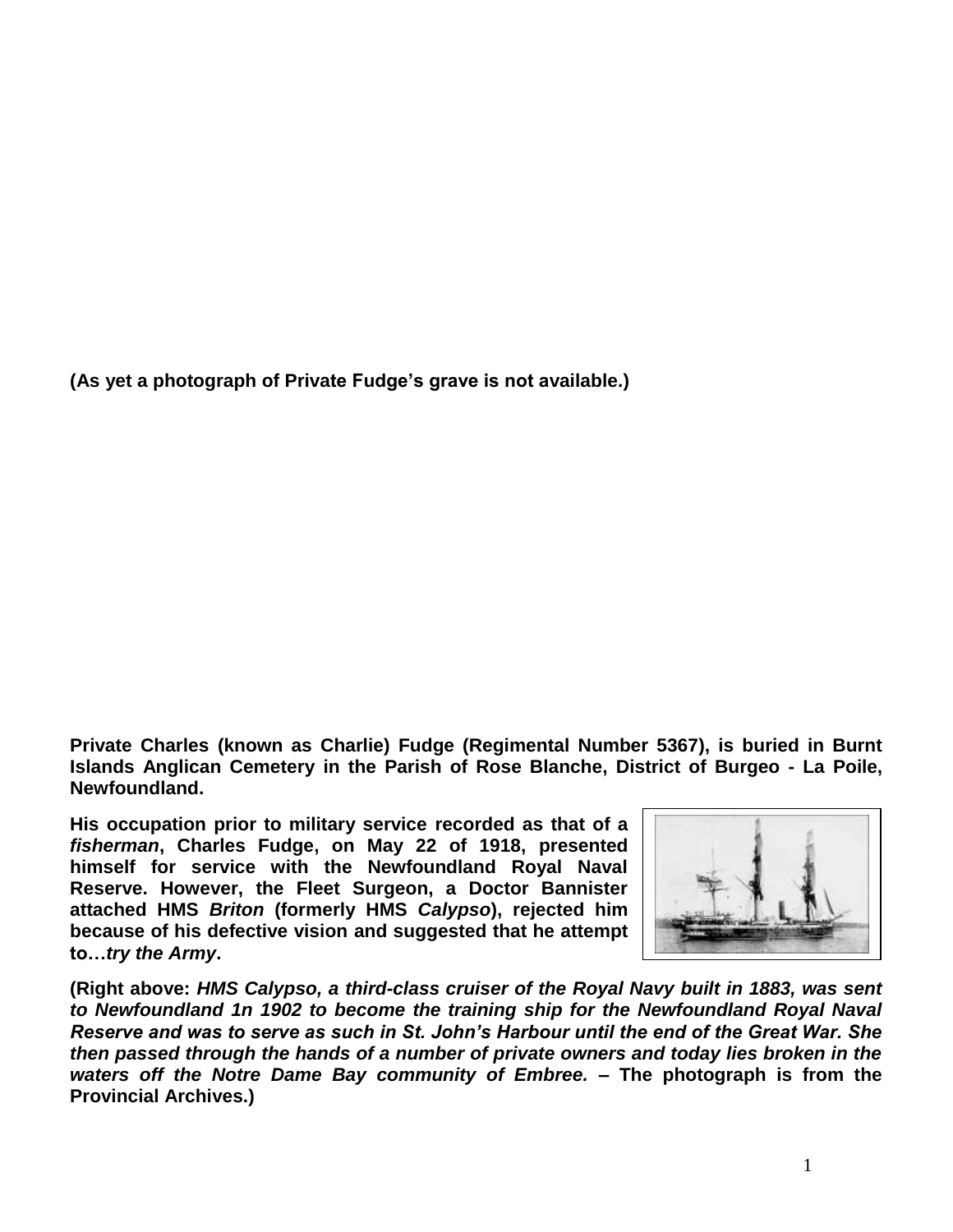**(As yet a photograph of Private Fudge's grave is not available.)**

**Private Charles (known as Charlie) Fudge (Regimental Number 5367), is buried in Burnt Islands Anglican Cemetery in the Parish of Rose Blanche, District of Burgeo - La Poile, Newfoundland.**

**His occupation prior to military service recorded as that of a *fisherman*, Charles Fudge, on May 22 of 1918, presented himself for service with the Newfoundland Royal Naval Reserve. However, the Fleet Surgeon, a Doctor Bannister attached HMS *Briton* (formerly HMS *Calypso*), rejected him because of his defective vision and suggested that he attempt to…*try the Army*.**

**(Right above: *HMS Calypso, a third-class cruiser of the Royal Navy built in 1883, was sent to Newfoundland 1n 1902 to become the training ship for the Newfoundland Royal Naval Reserve and was to serve as such in St. John's Harbour until the end of the Great War. She then passed through the hands of a number of private owners and today lies broken in the waters off the Notre Dame Bay community of Embree.* – The photograph is from the Provincial Archives.)**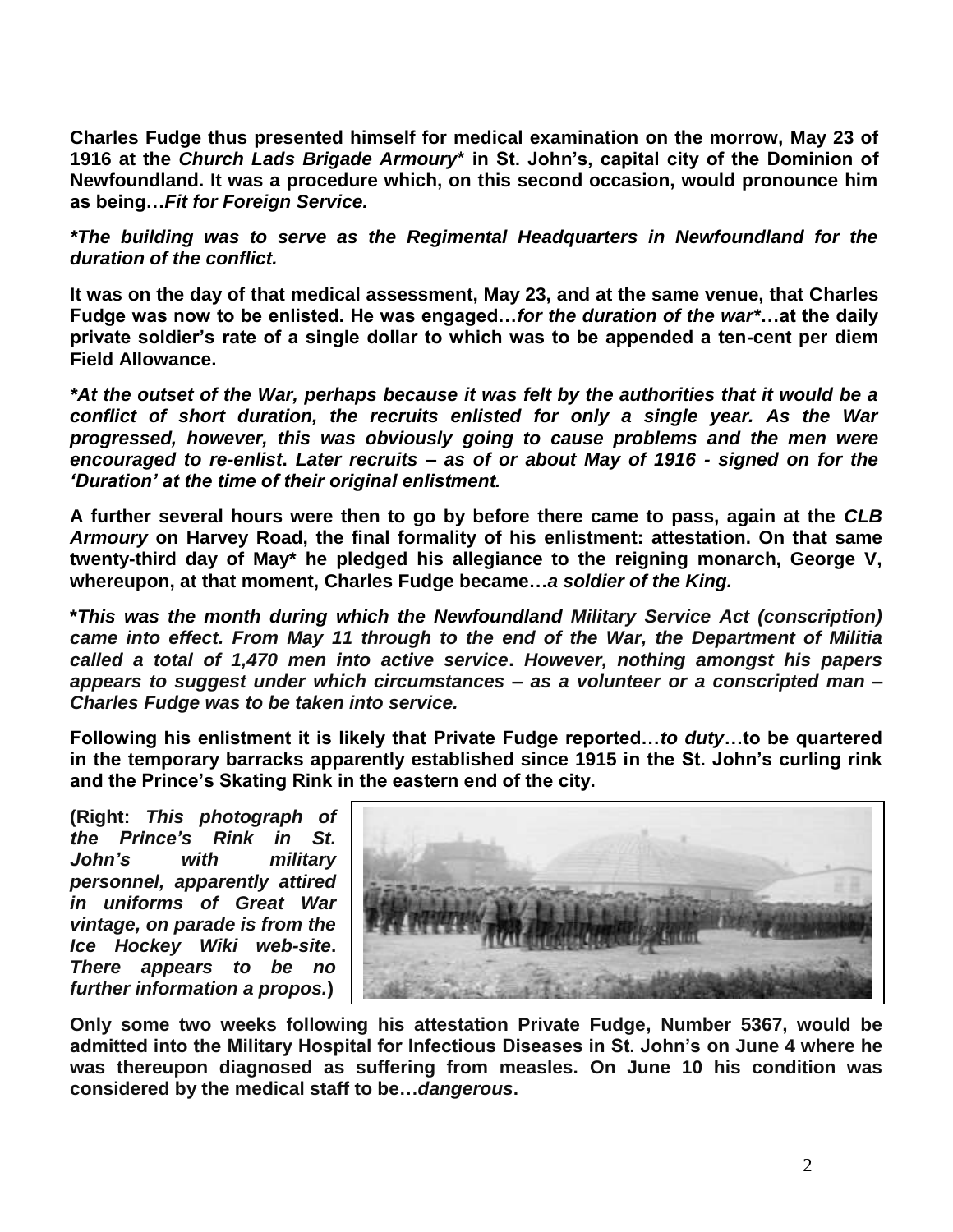**Charles Fudge thus presented himself for medical examination on the morrow, May 23 of 1916 at the *Church Lads Brigade Armoury*\* in St. John's, capital city of the Dominion of Newfoundland. It was a procedure which, on this second occasion, would pronounce him as being…*Fit for Foreign Service.***

***\*The building was to serve as the Regimental Headquarters in Newfoundland for the duration of the conflict.***

**It was on the day of that medical assessment, May 23, and at the same venue, that Charles Fudge was now to be enlisted. He was engaged…*for the duration of the war*\*…at the daily private soldier's rate of a single dollar to which was to be appended a ten-cent per diem Field Allowance.**

***\*At the outset of the War, perhaps because it was felt by the authorities that it would be a conflict of short duration, the recruits enlisted for only a single year. As the War progressed, however, this was obviously going to cause problems and the men were encouraged to re-enlist. Later recruits – as of or about May of 1916 - signed on for the 'Duration' at the time of their original enlistment.***

**A further several hours were then to go by before there came to pass, again at the *CLB Armoury* on Harvey Road, the final formality of his enlistment: attestation. On that same twenty-third day of May\* he pledged his allegiance to the reigning monarch, George V, whereupon, at that moment, Charles Fudge became…*a soldier of the King.***

***\*This was the month during which the Newfoundland Military Service Act (conscription) came into effect. From May 11 through to the end of the War, the Department of Militia called a total of 1,470 men into active service. However, nothing amongst his papers appears to suggest under which circumstances – as a volunteer or a conscripted man – Charles Fudge was to be taken into service.***

**Following his enlistment it is likely that Private Fudge reported…*to duty*…to be quartered in the temporary barracks apparently established since 1915 in the St. John's curling rink and the Prince's Skating Rink in the eastern end of the city.**

**(Right: *This photograph of the Prince's Rink in St. John's with military personnel, apparently attired in uniforms of Great War vintage, on parade is from the Ice Hockey Wiki web-site. There appears to be no further information a propos.*)**

**Only some two weeks following his attestation Private Fudge, Number 5367, would be admitted into the Military Hospital for Infectious Diseases in St. John's on June 4 where he was thereupon diagnosed as suffering from measles. On June 10 his condition was considered by the medical staff to be…*dangerous*.**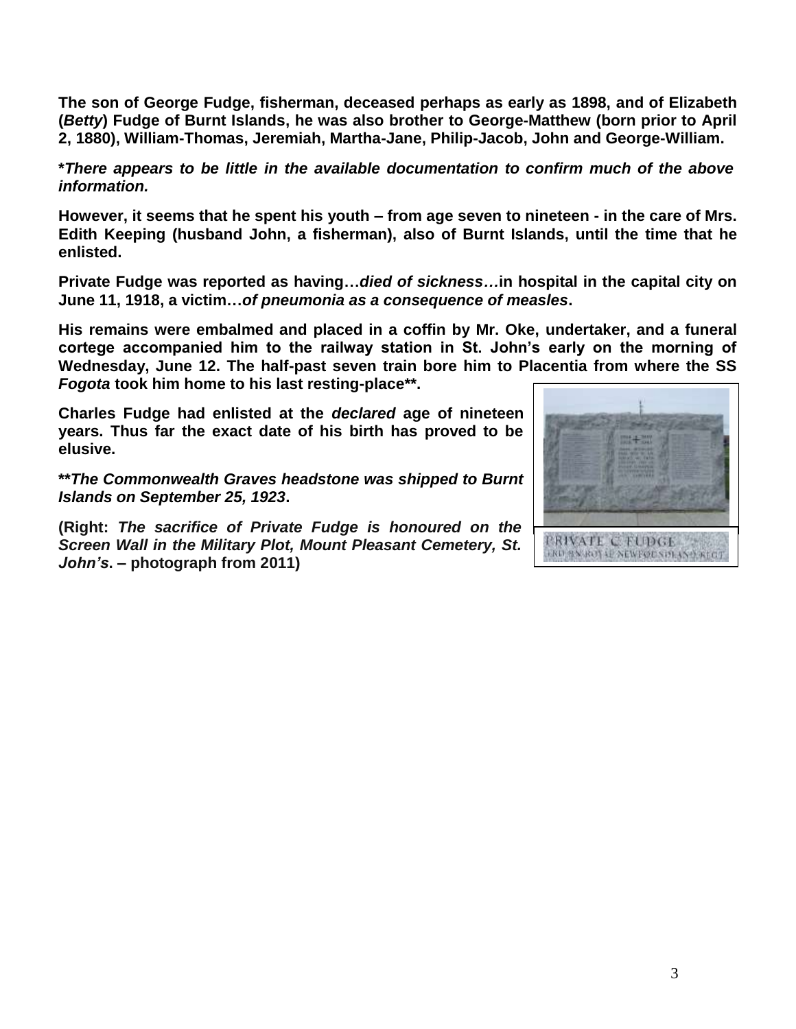**The son of George Fudge, fisherman, deceased perhaps as early as 1898, and of Elizabeth (*Betty*) Fudge of Burnt Islands, he was also brother to George-Matthew (born prior to April 2, 1880), William-Thomas, Jeremiah, Martha-Jane, Philip-Jacob, John and George-William.**

***There appears to be little in the available documentation to confirm much of the above information.***

**However, it seems that he spent his youth – from age seven to nineteen - in the care of Mrs. Edith Keeping (husband John, a fisherman), also of Burnt Islands, until the time that he enlisted.**

**Private Fudge was reported as having…*died of sickness*…in hospital in the capital city on June 11, 1918, a victim…*of pneumonia as a consequence of measles*.**

**His remains were embalmed and placed in a coffin by Mr. Oke, undertaker, and a funeral cortege accompanied him to the railway station in St. John's early on the morning of Wednesday, June 12. The half-past seven train bore him to Placentia from where the SS *Fogota* took him home to his last resting-place\*\*.**

**Charles Fudge had enlisted at the *declared* age of nineteen years. Thus far the exact date of his birth has proved to be elusive.**

***\*\*The Commonwealth Graves headstone was shipped to Burnt Islands on September 25, 1923*.**

**(Right: *The sacrifice of Private Fudge is honoured on the Screen Wall in the Military Plot, Mount Pleasant Cemetery, St. John's*. – photograph from 2011)**

PRIVATE C. FUDGE
1ST BN ROYAL NEWFOUNDLAND REGT